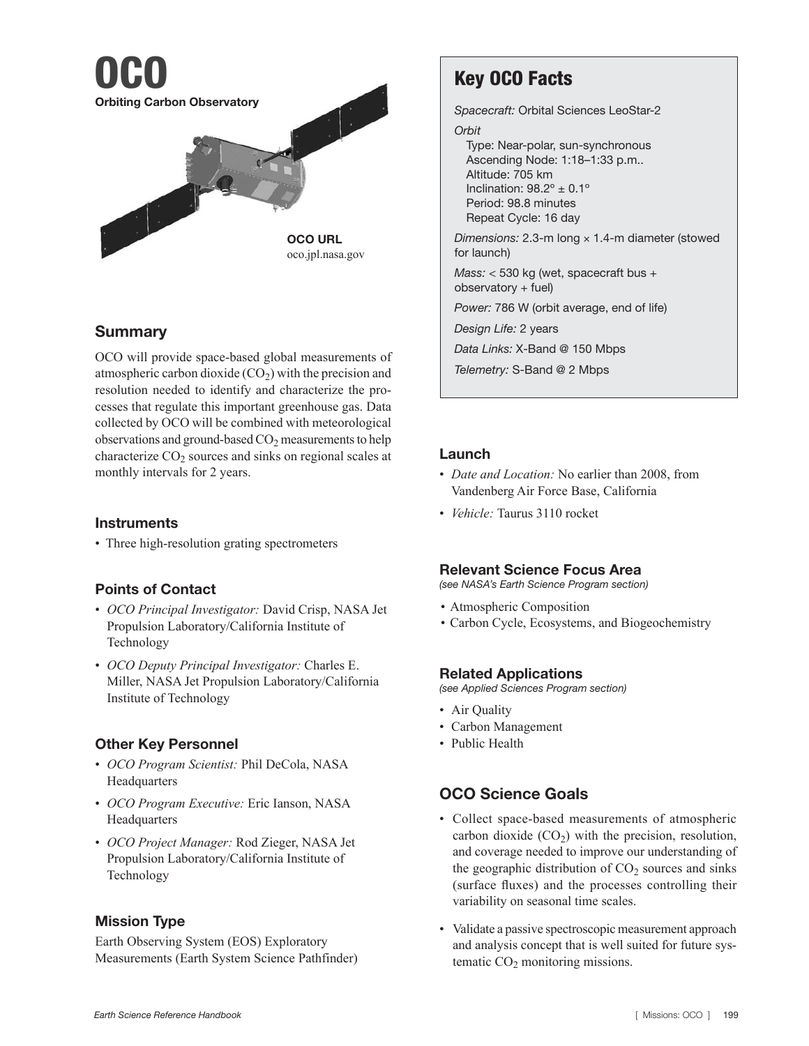# OCO

**Orbiting Carbon Observatory**

**OCO URL**
oco.jpl.nasa.gov

## Summary

OCO will provide space-based global measurements of atmospheric carbon dioxide ($CO_2$) with the precision and resolution needed to identify and characterize the processes that regulate this important greenhouse gas. Data collected by OCO will be combined with meteorological observations and ground-based $CO_2$ measurements to help characterize $CO_2$ sources and sinks on regional scales at monthly intervals for 2 years.

## Instruments

- Three high-resolution grating spectrometers

## Points of Contact

- *OCO Principal Investigator:* David Crisp, NASA Jet Propulsion Laboratory/California Institute of Technology
- *OCO Deputy Principal Investigator:* Charles E. Miller, NASA Jet Propulsion Laboratory/California Institute of Technology

## Other Key Personnel

- *OCO Program Scientist:* Phil DeCola, NASA Headquarters
- *OCO Program Executive:* Eric Ianson, NASA Headquarters
- *OCO Project Manager:* Rod Zieger, NASA Jet Propulsion Laboratory/California Institute of Technology

## Mission Type

Earth Observing System (EOS) Exploratory Measurements (Earth System Science Pathfinder)

## Key OCO Facts

*Spacecraft:* Orbital Sciences LeoStar-2

*Orbit*
Type: Near-polar, sun-synchronous
Ascending Node: 1:18–1:33 p.m..
Altitude: 705 km
Inclination: 98.2° ± 0.1°
Period: 98.8 minutes
Repeat Cycle: 16 day

*Dimensions:* 2.3-m long × 1.4-m diameter (stowed for launch)

*Mass:* < 530 kg (wet, spacecraft bus + observatory + fuel)

*Power:* 786 W (orbit average, end of life)

*Design Life:* 2 years

*Data Links:* X-Band @ 150 Mbps

*Telemetry:* S-Band @ 2 Mbps

## Launch

- *Date and Location:* No earlier than 2008, from Vandenberg Air Force Base, California
- *Vehicle:* Taurus 3110 rocket

## Relevant Science Focus Area

*(see NASA's Earth Science Program section)*

- Atmospheric Composition
- Carbon Cycle, Ecosystems, and Biogeochemistry

## Related Applications

*(see Applied Sciences Program section)*

- Air Quality
- Carbon Management
- Public Health

## OCO Science Goals

- Collect space-based measurements of atmospheric carbon dioxide ($CO_2$) with the precision, resolution, and coverage needed to improve our understanding of the geographic distribution of $CO_2$ sources and sinks (surface fluxes) and the processes controlling their variability on seasonal time scales.
- Validate a passive spectroscopic measurement approach and analysis concept that is well suited for future systematic $CO_2$ monitoring missions.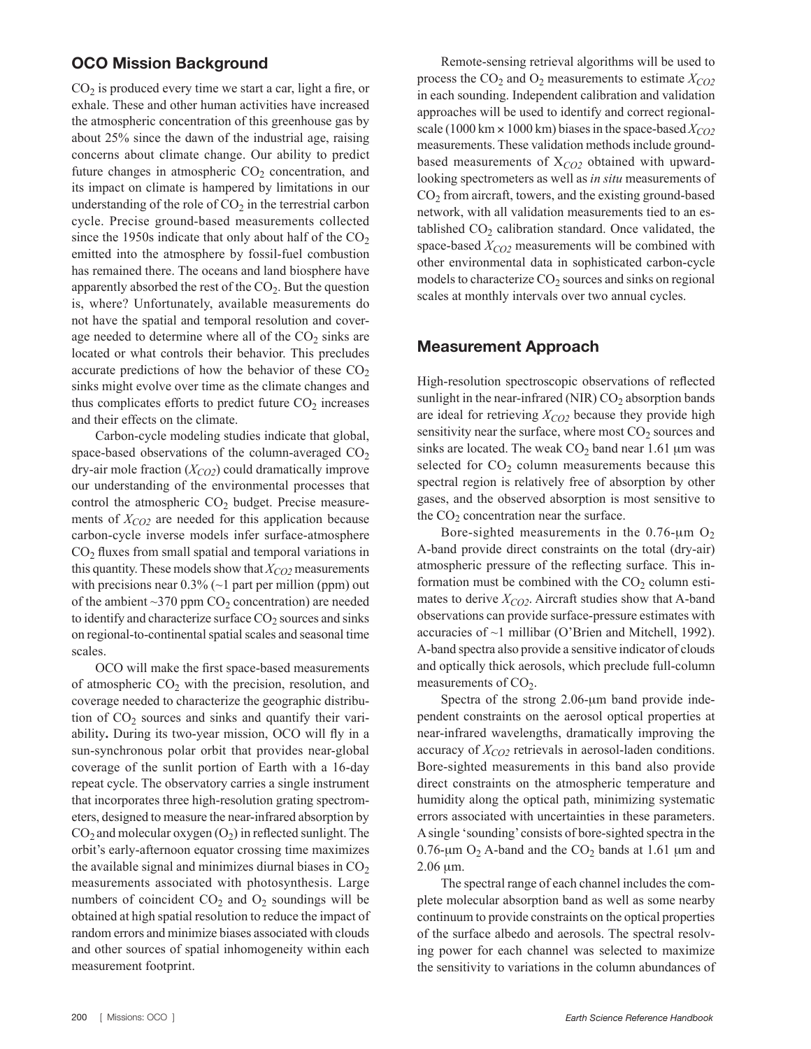## OCO Mission Background

$CO_2$ is produced every time we start a car, light a fire, or exhale. These and other human activities have increased the atmospheric concentration of this greenhouse gas by about 25% since the dawn of the industrial age, raising concerns about climate change. Our ability to predict future changes in atmospheric $CO_2$ concentration, and its impact on climate is hampered by limitations in our understanding of the role of $CO_2$ in the terrestrial carbon cycle. Precise ground-based measurements collected since the 1950s indicate that only about half of the $CO_2$ emitted into the atmosphere by fossil-fuel combustion has remained there. The oceans and land biosphere have apparently absorbed the rest of the $CO_2$. But the question is, where? Unfortunately, available measurements do not have the spatial and temporal resolution and coverage needed to determine where all of the $CO_2$ sinks are located or what controls their behavior. This precludes accurate predictions of how the behavior of these $CO_2$ sinks might evolve over time as the climate changes and thus complicates efforts to predict future $CO_2$ increases and their effects on the climate.

Carbon-cycle modeling studies indicate that global, space-based observations of the column-averaged $CO_2$ dry-air mole fraction ($X_{CO2}$) could dramatically improve our understanding of the environmental processes that control the atmospheric $CO_2$ budget. Precise measurements of $X_{CO2}$ are needed for this application because carbon-cycle inverse models infer surface-atmosphere $CO_2$ fluxes from small spatial and temporal variations in this quantity. These models show that $X_{CO2}$ measurements with precisions near 0.3% (~1 part per million (ppm) out of the ambient ~370 ppm $CO_2$ concentration) are needed to identify and characterize surface $CO_2$ sources and sinks on regional-to-continental spatial scales and seasonal time scales.

OCO will make the first space-based measurements of atmospheric $CO_2$ with the precision, resolution, and coverage needed to characterize the geographic distribution of $CO_2$ sources and sinks and quantify their variability**.** During its two-year mission, OCO will fly in a sun-synchronous polar orbit that provides near-global coverage of the sunlit portion of Earth with a 16-day repeat cycle. The observatory carries a single instrument that incorporates three high-resolution grating spectrometers, designed to measure the near-infrared absorption by $CO_2$ and molecular oxygen ($O_2$) in reflected sunlight. The orbit's early-afternoon equator crossing time maximizes the available signal and minimizes diurnal biases in $CO_2$ measurements associated with photosynthesis. Large numbers of coincident $CO_2$ and $O_2$ soundings will be obtained at high spatial resolution to reduce the impact of random errors and minimize biases associated with clouds and other sources of spatial inhomogeneity within each measurement footprint.

Remote-sensing retrieval algorithms will be used to process the $CO_2$ and $O_2$ measurements to estimate $X_{CO2}$ in each sounding. Independent calibration and validation approaches will be used to identify and correct regional-scale (1000 km × 1000 km) biases in the space-based $X_{CO2}$ measurements. These validation methods include ground-based measurements of $X_{CO2}$ obtained with upward-looking spectrometers as well as *in situ* measurements of $CO_2$ from aircraft, towers, and the existing ground-based network, with all validation measurements tied to an established $CO_2$ calibration standard. Once validated, the space-based $X_{CO2}$ measurements will be combined with other environmental data in sophisticated carbon-cycle models to characterize $CO_2$ sources and sinks on regional scales at monthly intervals over two annual cycles.

## Measurement Approach

High-resolution spectroscopic observations of reflected sunlight in the near-infrared (NIR) $CO_2$ absorption bands are ideal for retrieving $X_{CO2}$ because they provide high sensitivity near the surface, where most $CO_2$ sources and sinks are located. The weak $CO_2$ band near 1.61 µm was selected for $CO_2$ column measurements because this spectral region is relatively free of absorption by other gases, and the observed absorption is most sensitive to the $CO_2$ concentration near the surface.

Bore-sighted measurements in the 0.76-µm $O_2$ A-band provide direct constraints on the total (dry-air) atmospheric pressure of the reflecting surface. This information must be combined with the $CO_2$ column estimates to derive $X_{CO2}$. Aircraft studies show that A-band observations can provide surface-pressure estimates with accuracies of ~1 millibar (O'Brien and Mitchell, 1992). A-band spectra also provide a sensitive indicator of clouds and optically thick aerosols, which preclude full-column measurements of $CO_2$.

Spectra of the strong 2.06-µm band provide independent constraints on the aerosol optical properties at near-infrared wavelengths, dramatically improving the accuracy of $X_{CO2}$ retrievals in aerosol-laden conditions. Bore-sighted measurements in this band also provide direct constraints on the atmospheric temperature and humidity along the optical path, minimizing systematic errors associated with uncertainties in these parameters. A single 'sounding' consists of bore-sighted spectra in the 0.76-µm $O_2$ A-band and the $CO_2$ bands at 1.61 µm and 2.06 µm.

The spectral range of each channel includes the complete molecular absorption band as well as some nearby continuum to provide constraints on the optical properties of the surface albedo and aerosols. The spectral resolving power for each channel was selected to maximize the sensitivity to variations in the column abundances of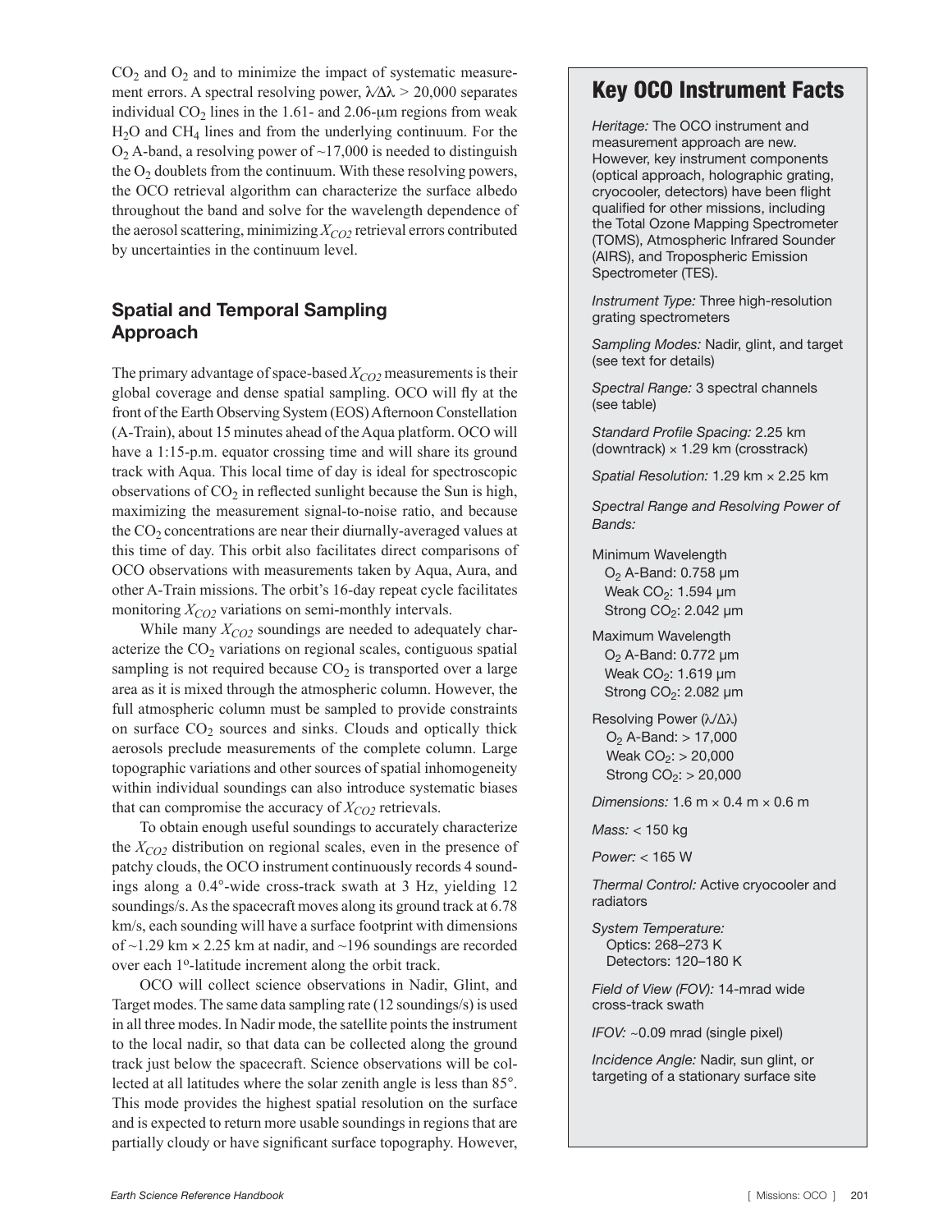$CO_2$ and $O_2$ and to minimize the impact of systematic measurement errors. A spectral resolving power, $\lambda/\Delta\lambda > 20{,}000$ separates individual $CO_2$ lines in the 1.61- and 2.06-μm regions from weak $H_2O$ and $CH_4$ lines and from the underlying continuum. For the $O_2$ A-band, a resolving power of ~17,000 is needed to distinguish the $O_2$ doublets from the continuum. With these resolving powers, the OCO retrieval algorithm can characterize the surface albedo throughout the band and solve for the wavelength dependence of the aerosol scattering, minimizing $X_{CO2}$ retrieval errors contributed by uncertainties in the continuum level.

### Spatial and Temporal Sampling Approach

The primary advantage of space-based $X_{CO2}$ measurements is their global coverage and dense spatial sampling. OCO will fly at the front of the Earth Observing System (EOS) Afternoon Constellation (A-Train), about 15 minutes ahead of the Aqua platform. OCO will have a 1:15-p.m. equator crossing time and will share its ground track with Aqua. This local time of day is ideal for spectroscopic observations of $CO_2$ in reflected sunlight because the Sun is high, maximizing the measurement signal-to-noise ratio, and because the $CO_2$ concentrations are near their diurnally-averaged values at this time of day. This orbit also facilitates direct comparisons of OCO observations with measurements taken by Aqua, Aura, and other A-Train missions. The orbit's 16-day repeat cycle facilitates monitoring $X_{CO2}$ variations on semi-monthly intervals.

While many $X_{CO2}$ soundings are needed to adequately characterize the $CO_2$ variations on regional scales, contiguous spatial sampling is not required because $CO_2$ is transported over a large area as it is mixed through the atmospheric column. However, the full atmospheric column must be sampled to provide constraints on surface $CO_2$ sources and sinks. Clouds and optically thick aerosols preclude measurements of the complete column. Large topographic variations and other sources of spatial inhomogeneity within individual soundings can also introduce systematic biases that can compromise the accuracy of $X_{CO2}$ retrievals.

To obtain enough useful soundings to accurately characterize the $X_{CO2}$ distribution on regional scales, even in the presence of patchy clouds, the OCO instrument continuously records 4 soundings along a 0.4°-wide cross-track swath at 3 Hz, yielding 12 soundings/s. As the spacecraft moves along its ground track at 6.78 km/s, each sounding will have a surface footprint with dimensions of ~1.29 km × 2.25 km at nadir, and ~196 soundings are recorded over each 1°-latitude increment along the orbit track.

OCO will collect science observations in Nadir, Glint, and Target modes. The same data sampling rate (12 soundings/s) is used in all three modes. In Nadir mode, the satellite points the instrument to the local nadir, so that data can be collected along the ground track just below the spacecraft. Science observations will be collected at all latitudes where the solar zenith angle is less than 85°. This mode provides the highest spatial resolution on the surface and is expected to return more usable soundings in regions that are partially cloudy or have significant surface topography. However,

## Key OCO Instrument Facts

*Heritage:* The OCO instrument and measurement approach are new. However, key instrument components (optical approach, holographic grating, cryocooler, detectors) have been flight qualified for other missions, including the Total Ozone Mapping Spectrometer (TOMS), Atmospheric Infrared Sounder (AIRS), and Tropospheric Emission Spectrometer (TES).

*Instrument Type:* Three high-resolution grating spectrometers

*Sampling Modes:* Nadir, glint, and target (see text for details)

*Spectral Range:* 3 spectral channels (see table)

*Standard Profile Spacing:* 2.25 km (downtrack) × 1.29 km (crosstrack)

*Spatial Resolution:* 1.29 km × 2.25 km

*Spectral Range and Resolving Power of Bands:*

Minimum Wavelength
- $O_2$ A-Band: 0.758 μm
- Weak $CO_2$: 1.594 μm
- Strong $CO_2$: 2.042 μm

Maximum Wavelength
- $O_2$ A-Band: 0.772 μm
- Weak $CO_2$: 1.619 μm
- Strong $CO_2$: 2.082 μm

Resolving Power ($\lambda/\Delta\lambda$)
- $O_2$ A-Band: > 17,000
- Weak $CO_2$: > 20,000
- Strong $CO_2$: > 20,000

*Dimensions:* 1.6 m × 0.4 m × 0.6 m

*Mass:* < 150 kg

*Power:* < 165 W

*Thermal Control:* Active cryocooler and radiators

*System Temperature:*
- Optics: 268–273 K
- Detectors: 120–180 K

*Field of View (FOV):* 14-mrad wide cross-track swath

*IFOV:* ~0.09 mrad (single pixel)

*Incidence Angle:* Nadir, sun glint, or targeting of a stationary surface site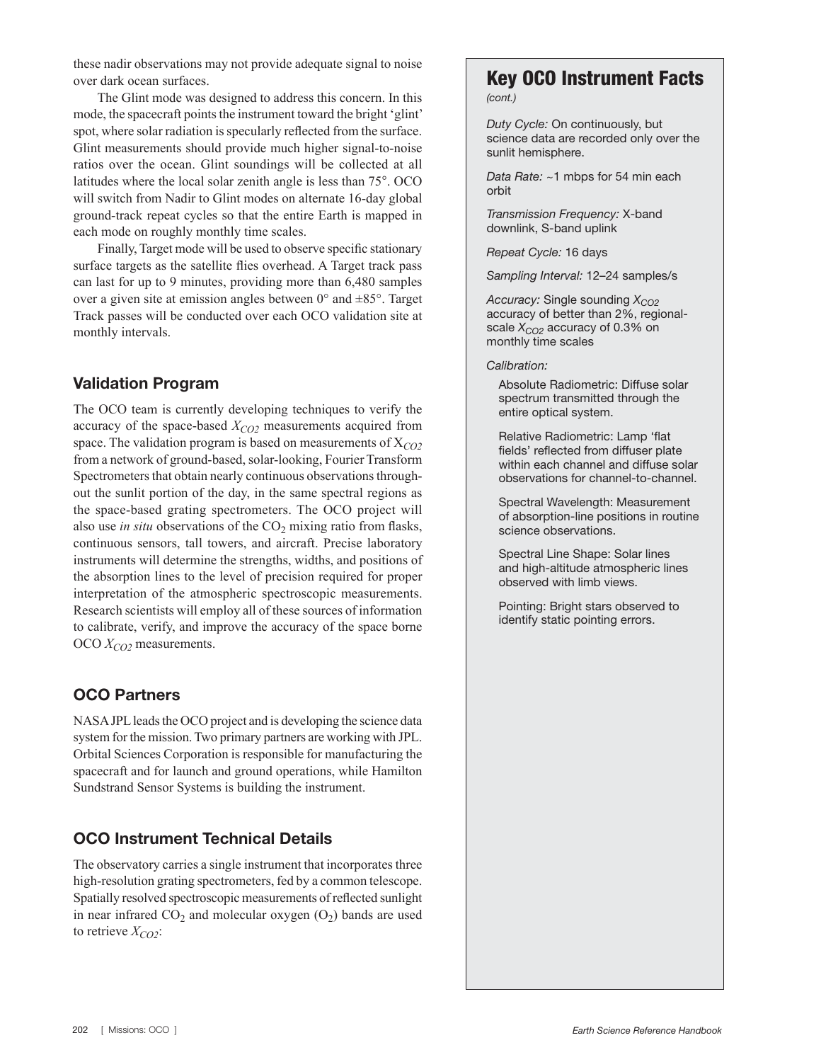these nadir observations may not provide adequate signal to noise over dark ocean surfaces.

The Glint mode was designed to address this concern. In this mode, the spacecraft points the instrument toward the bright 'glint' spot, where solar radiation is specularly reflected from the surface. Glint measurements should provide much higher signal-to-noise ratios over the ocean. Glint soundings will be collected at all latitudes where the local solar zenith angle is less than 75°. OCO will switch from Nadir to Glint modes on alternate 16-day global ground-track repeat cycles so that the entire Earth is mapped in each mode on roughly monthly time scales.

Finally, Target mode will be used to observe specific stationary surface targets as the satellite flies overhead. A Target track pass can last for up to 9 minutes, providing more than 6,480 samples over a given site at emission angles between 0° and ±85°. Target Track passes will be conducted over each OCO validation site at monthly intervals.

## Validation Program

The OCO team is currently developing techniques to verify the accuracy of the space-based $X_{CO2}$ measurements acquired from space. The validation program is based on measurements of $X_{CO2}$ from a network of ground-based, solar-looking, Fourier Transform Spectrometers that obtain nearly continuous observations throughout the sunlit portion of the day, in the same spectral regions as the space-based grating spectrometers. The OCO project will also use *in situ* observations of the $CO_2$ mixing ratio from flasks, continuous sensors, tall towers, and aircraft. Precise laboratory instruments will determine the strengths, widths, and positions of the absorption lines to the level of precision required for proper interpretation of the atmospheric spectroscopic measurements. Research scientists will employ all of these sources of information to calibrate, verify, and improve the accuracy of the space borne OCO $X_{CO2}$ measurements.

## OCO Partners

NASA JPL leads the OCO project and is developing the science data system for the mission. Two primary partners are working with JPL. Orbital Sciences Corporation is responsible for manufacturing the spacecraft and for launch and ground operations, while Hamilton Sundstrand Sensor Systems is building the instrument.

## OCO Instrument Technical Details

The observatory carries a single instrument that incorporates three high-resolution grating spectrometers, fed by a common telescope. Spatially resolved spectroscopic measurements of reflected sunlight in near infrared $CO_2$ and molecular oxygen ($O_2$) bands are used to retrieve $X_{CO2}$:

## Key OCO Instrument Facts

*(cont.)*

*Duty Cycle:* On continuously, but science data are recorded only over the sunlit hemisphere.

*Data Rate:* ~1 mbps for 54 min each orbit

*Transmission Frequency:* X-band downlink, S-band uplink

*Repeat Cycle:* 16 days

*Sampling Interval:* 12–24 samples/s

*Accuracy:* Single sounding $X_{CO2}$ accuracy of better than 2%, regional-scale $X_{CO2}$ accuracy of 0.3% on monthly time scales

*Calibration:*

Absolute Radiometric: Diffuse solar spectrum transmitted through the entire optical system.

Relative Radiometric: Lamp 'flat fields' reflected from diffuser plate within each channel and diffuse solar observations for channel-to-channel.

Spectral Wavelength: Measurement of absorption-line positions in routine science observations.

Spectral Line Shape: Solar lines and high-altitude atmospheric lines observed with limb views.

Pointing: Bright stars observed to identify static pointing errors.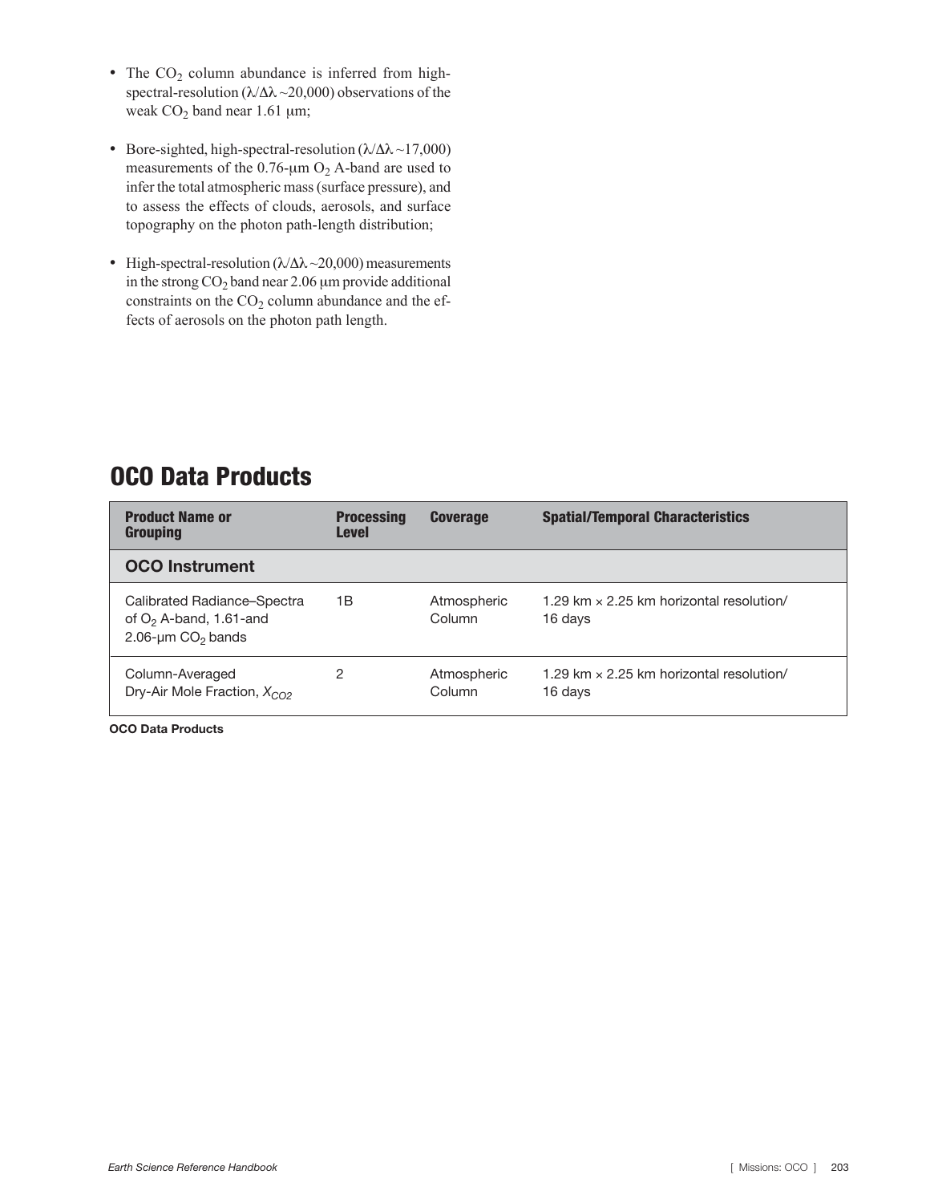- The $CO_2$ column abundance is inferred from high-spectral-resolution ($\lambda/\Delta\lambda$ ~20,000) observations of the weak $CO_2$ band near 1.61 μm;

- Bore-sighted, high-spectral-resolution ($\lambda/\Delta\lambda$ ~17,000) measurements of the 0.76-μm $O_2$ A-band are used to infer the total atmospheric mass (surface pressure), and to assess the effects of clouds, aerosols, and surface topography on the photon path-length distribution;

- High-spectral-resolution ($\lambda/\Delta\lambda$ ~20,000) measurements in the strong $CO_2$ band near 2.06 μm provide additional constraints on the $CO_2$ column abundance and the effects of aerosols on the photon path length.

## OCO Data Products

| Product Name or Grouping | Processing Level | Coverage | Spatial/Temporal Characteristics |
|---|---|---|---|
| **OCO Instrument** | | | |
| Calibrated Radiance–Spectra of $O_2$ A-band, 1.61-and 2.06-μm $CO_2$ bands | 1B | Atmospheric Column | 1.29 km × 2.25 km horizontal resolution/ 16 days |
| Column-Averaged Dry-Air Mole Fraction, $X_{CO2}$ | 2 | Atmospheric Column | 1.29 km × 2.25 km horizontal resolution/ 16 days |

**OCO Data Products**